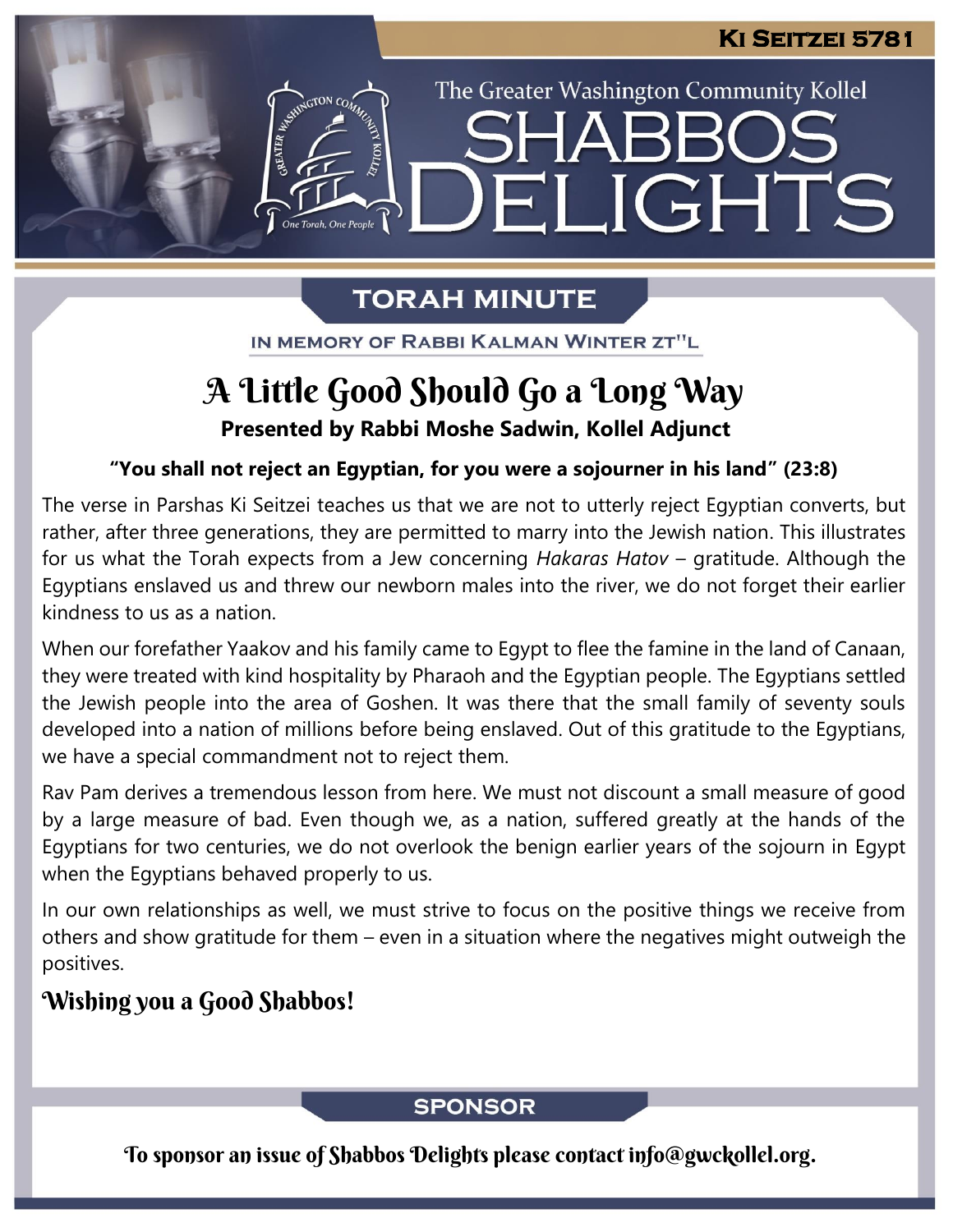**Ki Seitzei 5781**

The Greater Washington Community Kollel

# Shabbos Delights

## Torah Minute

IN MEMORY OF RABBI KALMAN WINTER ZT"L

### A Little Good Should Go a Long Way

**Presented by Rabbi Moshe Sadwin, Kollel Adjunct**

**"You shall not reject an Egyptian, for you were a sojourner in his land" (23:8)**

The verse in Parshas Ki Seitzei teaches us that we are not to utterly reject Egyptian converts, but rather, after three generations, they are permitted to marry into the Jewish nation. This illustrates for us what the Torah expects from a Jew concerning *Hakaras Hatov* – gratitude. Although the Egyptians enslaved us and threw our newborn males into the river, we do not forget their earlier kindness to us as a nation.

When our forefather Yaakov and his family came to Egypt to flee the famine in the land of Canaan, they were treated with kind hospitality by Pharaoh and the Egyptian people. The Egyptians settled the Jewish people into the area of Goshen. It was there that the small family of seventy souls developed into a nation of millions before being enslaved. Out of this gratitude to the Egyptians, we have a special commandment not to reject them.

Rav Pam derives a tremendous lesson from here. We must not discount a small measure of good by a large measure of bad. Even though we, as a nation, suffered greatly at the hands of the Egyptians for two centuries, we do not overlook the benign earlier years of the sojourn in Egypt when the Egyptians behaved properly to us.

In our own relationships as well, we must strive to focus on the positive things we receive from others and show gratitude for them – even in a situation where the negatives might outweigh the positives.

**Wishing you a Good Shabbos!**

## Sponsor

To sponsor an issue of Shabbos Delights please contact info@gwckollel.org.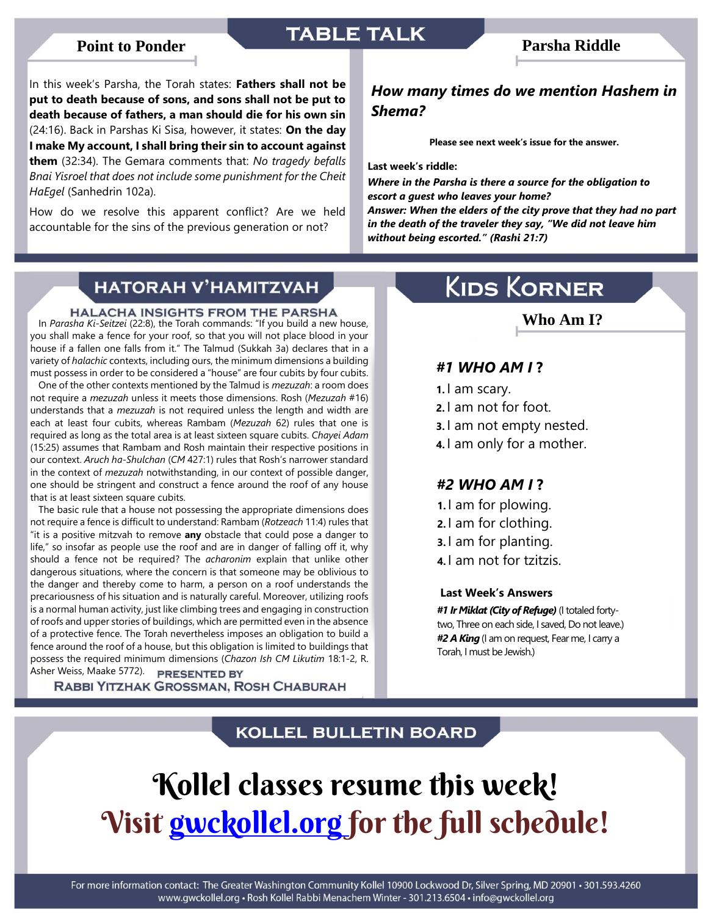# TABLE TALK

## Point to Ponder

In this week's Parsha, the Torah states: **Fathers shall not be put to death because of sons, and sons shall not be put to death because of fathers, a man should die for his own sin** (24:16). Back in Parshas Ki Sisa, however, it states: **On the day I make My account, I shall bring their sin to account against them** (32:34). The Gemara comments that: *No tragedy befalls Bnai Yisroel that does not include some punishment for the Cheit HaEgel* (Sanhedrin 102a).

How do we resolve this apparent conflict? Are we held accountable for the sins of the previous generation or not?

## Parsha Riddle

***How many times do we mention Hashem in Shema?***

**Please see next week's issue for the answer.**

**Last week's riddle:**

***Where in the Parsha is there a source for the obligation to escort a guest who leaves your home?***

***Answer: When the elders of the city prove that they had no part in the death of the traveler they say, "We did not leave him without being escorted." (Rashi 21:7)***

# HATORAH V'HAMITZVAH

## HALACHA INSIGHTS FROM THE PARSHA

In *Parasha Ki-Seitzei* (22:8), the Torah commands: "If you build a new house, you shall make a fence for your roof, so that you will not place blood in your house if a fallen one falls from it." The Talmud (Sukkah 3a) declares that in a variety of *halachic* contexts, including ours, the minimum dimensions a building must possess in order to be considered a "house" are four cubits by four cubits.

One of the other contexts mentioned by the Talmud is *mezuzah*: a room does not require a *mezuzah* unless it meets those dimensions. Rosh (*Mezuzah* #16) understands that a *mezuzah* is not required unless the length and width are each at least four cubits, whereas Rambam (*Mezuzah* 62) rules that one is required as long as the total area is at least sixteen square cubits. *Chayei Adam* (15:25) assumes that Rambam and Rosh maintain their respective positions in our context. *Aruch ha-Shulchan* (*CM* 427:1) rules that Rosh's narrower standard in the context of *mezuzah* notwithstanding, in our context of possible danger, one should be stringent and construct a fence around the roof of any house that is at least sixteen square cubits.

The basic rule that a house not possessing the appropriate dimensions does not require a fence is difficult to understand: Rambam (*Rotzeach* 11:4) rules that "it is a positive mitzvah to remove **any** obstacle that could pose a danger to life," so insofar as people use the roof and are in danger of falling off it, why should a fence not be required? The *acharonim* explain that unlike other dangerous situations, where the concern is that someone may be oblivious to the danger and thereby come to harm, a person on a roof understands the precariousness of his situation and is naturally careful. Moreover, utilizing roofs is a normal human activity, just like climbing trees and engaging in construction of roofs and upper stories of buildings, which are permitted even in the absence of a protective fence. The Torah nevertheless imposes an obligation to build a fence around the roof of a house, but this obligation is limited to buildings that possess the required minimum dimensions (*Chazon Ish CM Likutim* 18:1-2, R. Asher Weiss, Maake 5772).

PRESENTED BY
RABBI YITZHAK GROSSMAN, ROSH CHABURAH

# KIDS KORNER

## Who Am I?

### #1 WHO AM I?

1. I am scary.
2. I am not for foot.
3. I am not empty nested.
4. I am only for a mother.

### #2 WHO AM I?

1. I am for plowing.
2. I am for clothing.
3. I am for planting.
4. I am not for tzitzis.

**Last Week's Answers**

***#1 Ir Miklat (City of Refuge)*** (I totaled forty-two, Three on each side, I saved, Do not leave.)
***#2 A King*** (I am on request, Fear me, I carry a Torah, I must be Jewish.)

# KOLLEL BULLETIN BOARD

# Kollel classes resume this week!
# Visit gwckollel.org for the full schedule!

For more information contact: The Greater Washington Community Kollel 10900 Lockwood Dr, Silver Spring, MD 20901 • 301.593.4260
www.gwckollel.org • Rosh Kollel Rabbi Menachem Winter - 301.213.6504 • info@gwckollel.org